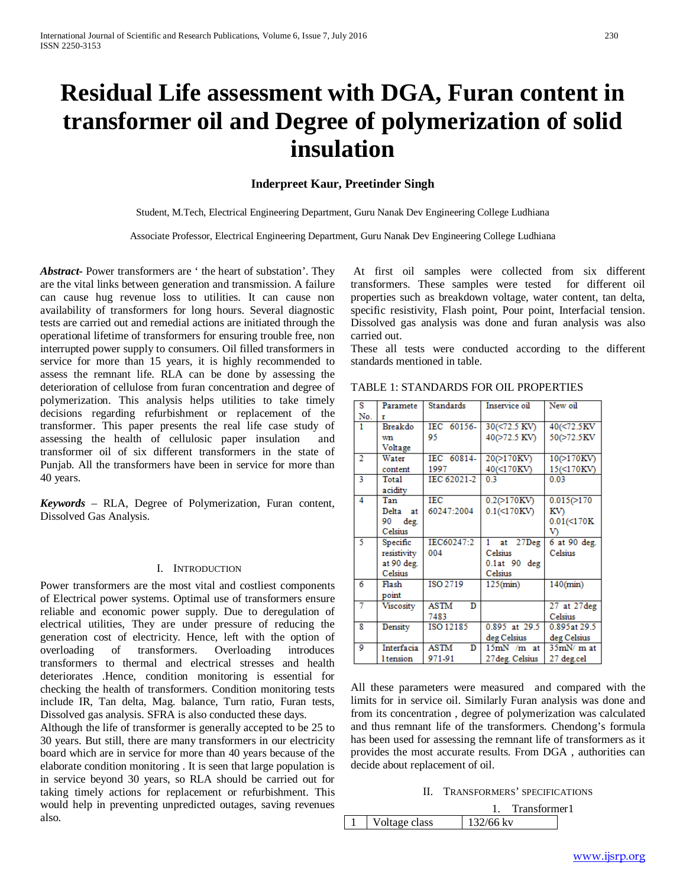# Residual Life assessment with DGA, Furan content in transformer oil and Degree of polymerization of solid insulation

**Inderpreet Kaur, Preetinder Singh**

Student, M.Tech, Electrical Engineering Department, Guru Nanak Dev Engineering College Ludhiana

Associate Professor, Electrical Engineering Department, Guru Nanak Dev Engineering College Ludhiana

***Abstract***- Power transformers are ' the heart of substation'. They are the vital links between generation and transmission. A failure can cause hug revenue loss to utilities. It can cause non availability of transformers for long hours. Several diagnostic tests are carried out and remedial actions are initiated through the operational lifetime of transformers for ensuring trouble free, non interrupted power supply to consumers. Oil filled transformers in service for more than 15 years, it is highly recommended to assess the remnant life. RLA can be done by assessing the deterioration of cellulose from furan concentration and degree of polymerization. This analysis helps utilities to take timely decisions regarding refurbishment or replacement of the transformer. This paper presents the real life case study of assessing the health of cellulosic paper insulation and transformer oil of six different transformers in the state of Punjab. All the transformers have been in service for more than 40 years.

***Keywords*** – RLA, Degree of Polymerization, Furan content, Dissolved Gas Analysis.

## I. Introduction

Power transformers are the most vital and costliest components of Electrical power systems. Optimal use of transformers ensure reliable and economic power supply. Due to deregulation of electrical utilities, They are under pressure of reducing the generation cost of electricity. Hence, left with the option of overloading of transformers. Overloading introduces transformers to thermal and electrical stresses and health deteriorates .Hence, condition monitoring is essential for checking the health of transformers. Condition monitoring tests include IR, Tan delta, Mag. balance, Turn ratio, Furan tests, Dissolved gas analysis. SFRA is also conducted these days.

Although the life of transformer is generally accepted to be 25 to 30 years. But still, there are many transformers in our electricity board which are in service for more than 40 years because of the elaborate condition monitoring . It is seen that large population is in service beyond 30 years, so RLA should be carried out for taking timely actions for replacement or refurbishment. This would help in preventing unpredicted outages, saving revenues also.

At first oil samples were collected from six different transformers. These samples were tested for different oil properties such as breakdown voltage, water content, tan delta, specific resistivity, Flash point, Pour point, Interfacial tension. Dissolved gas analysis was done and furan analysis was also carried out.

These all tests were conducted according to the different standards mentioned in table.

TABLE 1: STANDARDS FOR OIL PROPERTIES

| S No. | Parameter | Standards | Inservice oil | New oil |
|---|---|---|---|---|
| 1 | Breakdown Voltage | IEC 60156-95 | 30(<72.5 KV) 40(>72.5 KV) | 40(<72.5KV 50(>72.5KV |
| 2 | Water content | IEC 60814-1997 | 20(>170KV) 40(<170KV) | 10(>170KV) 15(<170KV) |
| 3 | Total acidity | IEC 62021-2 | 0.3 | 0.03 |
| 4 | Tan Delta at 90 deg. Celsius | IEC 60247:2004 | 0.2(>170KV) 0.1(<170KV) | 0.015(>170 KV) 0.01(<170K V) |
| 5 | Specific resistivity at 90 deg. Celsius | IEC60247:2004 | 1 at 27Deg Celsius 0.1at 90 deg Celsius | 6 at 90 deg. Celsius |
| 6 | Flash point | ISO 2719 | 125(min) | 140(min) |
| 7 | Viscosity | ASTM D 7483 | | 27 at 27deg Celsius |
| 8 | Density | ISO 12185 | 0.895 at 29.5 deg Celsius | 0.895at 29.5 deg Celsius |
| 9 | Interfacial tension | ASTM D 971-91 | 15mN /m at 27deg. Celsius | 35mN/ m at 27 deg.cel |

All these parameters were measured and compared with the limits for in service oil. Similarly Furan analysis was done and from its concentration , degree of polymerization was calculated and thus remnant life of the transformers. Chendong's formula has been used for assessing the remnant life of transformers as it provides the most accurate results. From DGA , authorities can decide about replacement of oil.

## II. Transformers' specifications

1. Transformer1

| 1 | Voltage class | 132/66 kv |
|---|---|---|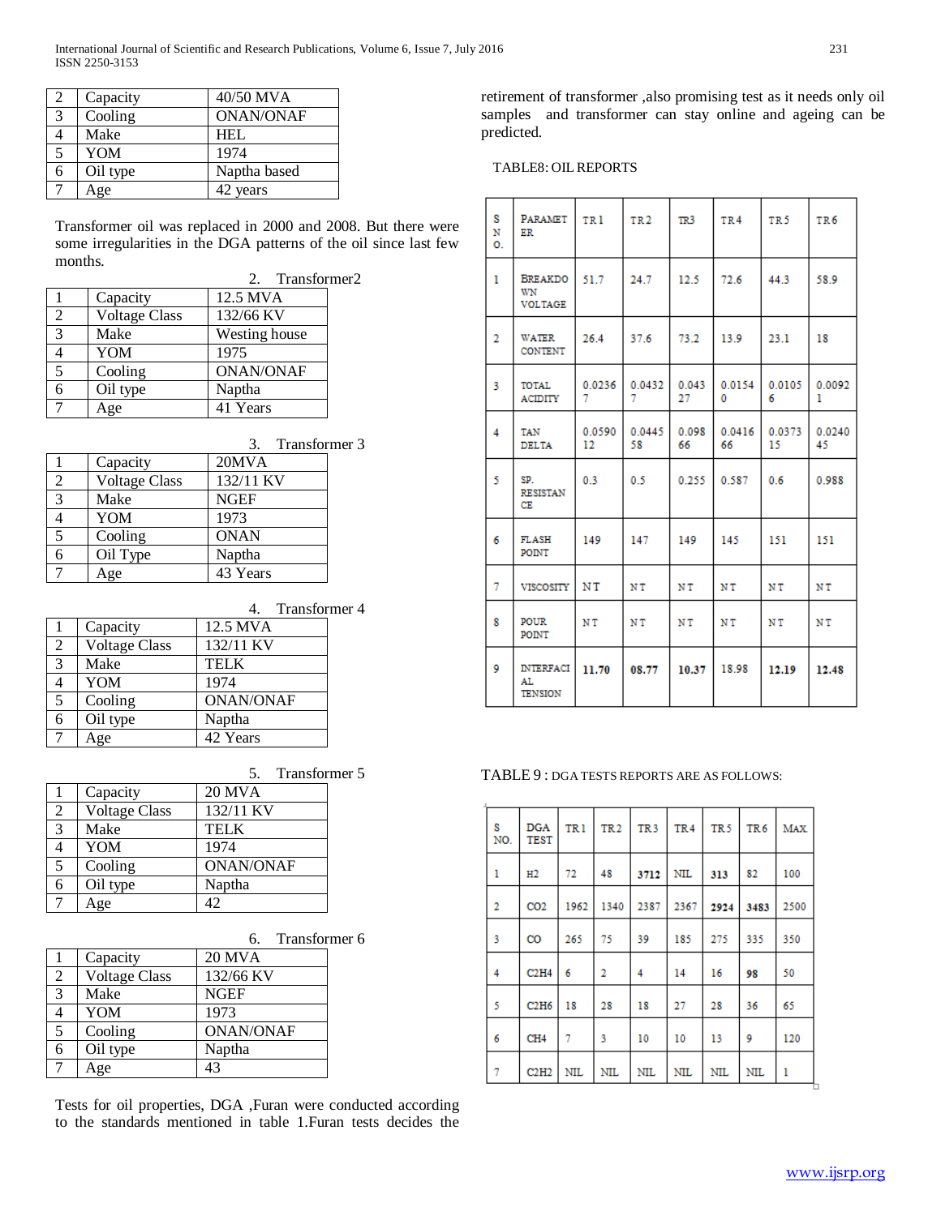| 2 | Capacity | 40/50 MVA |
|---|---|---|
| 3 | Cooling | ONAN/ONAF |
| 4 | Make | HEL |
| 5 | YOM | 1974 |
| 6 | Oil type | Naptha based |
| 7 | Age | 42 years |

Transformer oil was replaced in 2000 and 2008. But there were some irregularities in the DGA patterns of the oil since last few months.

2. Transformer2

| 1 | Capacity | 12.5 MVA |
|---|---|---|
| 2 | Voltage Class | 132/66 KV |
| 3 | Make | Westing house |
| 4 | YOM | 1975 |
| 5 | Cooling | ONAN/ONAF |
| 6 | Oil type | Naptha |
| 7 | Age | 41 Years |

3. Transformer 3

| 1 | Capacity | 20MVA |
|---|---|---|
| 2 | Voltage Class | 132/11 KV |
| 3 | Make | NGEF |
| 4 | YOM | 1973 |
| 5 | Cooling | ONAN |
| 6 | Oil Type | Naptha |
| 7 | Age | 43 Years |

4. Transformer 4

| 1 | Capacity | 12.5 MVA |
|---|---|---|
| 2 | Voltage Class | 132/11 KV |
| 3 | Make | TELK |
| 4 | YOM | 1974 |
| 5 | Cooling | ONAN/ONAF |
| 6 | Oil type | Naptha |
| 7 | Age | 42 Years |

5. Transformer 5

| 1 | Capacity | 20 MVA |
|---|---|---|
| 2 | Voltage Class | 132/11 KV |
| 3 | Make | TELK |
| 4 | YOM | 1974 |
| 5 | Cooling | ONAN/ONAF |
| 6 | Oil type | Naptha |
| 7 | Age | 42 |

6. Transformer 6

| 1 | Capacity | 20 MVA |
|---|---|---|
| 2 | Voltage Class | 132/66 KV |
| 3 | Make | NGEF |
| 4 | YOM | 1973 |
| 5 | Cooling | ONAN/ONAF |
| 6 | Oil type | Naptha |
| 7 | Age | 43 |

Tests for oil properties, DGA ,Furan were conducted according to the standards mentioned in table 1.Furan tests decides the retirement of transformer ,also promising test as it needs only oil samples and transformer can stay online and ageing can be predicted.

TABLE8: OIL REPORTS

| S NO. | PARAMETER | TR1 | TR2 | TR3 | TR4 | TR5 | TR6 |
|---|---|---|---|---|---|---|---|
| 1 | BREAKDOWN VOLTAGE | 51.7 | 24.7 | 12.5 | 72.6 | 44.3 | 58.9 |
| 2 | WATER CONTENT | 26.4 | 37.6 | 73.2 | 13.9 | 23.1 | 18 |
| 3 | TOTAL ACIDITY | 0.02367 | 0.04327 | 0.04327 | 0.01540 | 0.01056 | 0.00921 |
| 4 | TAN DELTA | 0.059012 | 0.044558 | 0.09866 | 0.041666 | 0.037315 | 0.024045 |
| 5 | SP. RESISTANCE | 0.3 | 0.5 | 0.255 | 0.587 | 0.6 | 0.988 |
| 6 | FLASH POINT | 149 | 147 | 149 | 145 | 151 | 151 |
| 7 | VISCOSITY | NT | NT | NT | NT | NT | NT |
| 8 | POUR POINT | NT | NT | NT | NT | NT | NT |
| 9 | INTERFACIAL TENSION | **11.70** | **08.77** | **10.37** | 18.98 | **12.19** | **12.48** |

TABLE 9 : DGA TESTS REPORTS ARE AS FOLLOWS:

| S NO. | DGA TEST | TR1 | TR2 | TR3 | TR4 | TR5 | TR6 | MAX. |
|---|---|---|---|---|---|---|---|---|
| 1 | $H_2$ | 72 | 48 | **3712** | NIL | **313** | 82 | 100 |
| 2 | $CO_2$ | 1962 | 1340 | 2387 | 2367 | **2924** | **3483** | 2500 |
| 3 | CO | 265 | 75 | 39 | 185 | 275 | 335 | 350 |
| 4 | $C_2H_4$ | 6 | 2 | 4 | 14 | 16 | **98** | 50 |
| 5 | $C_2H_6$ | 18 | 28 | 18 | 27 | 28 | 36 | 65 |
| 6 | $CH_4$ | 7 | 3 | 10 | 10 | 13 | 9 | 120 |
| 7 | $C_2H_2$ | NIL | NIL | NIL | NIL | NIL | NIL | 1 |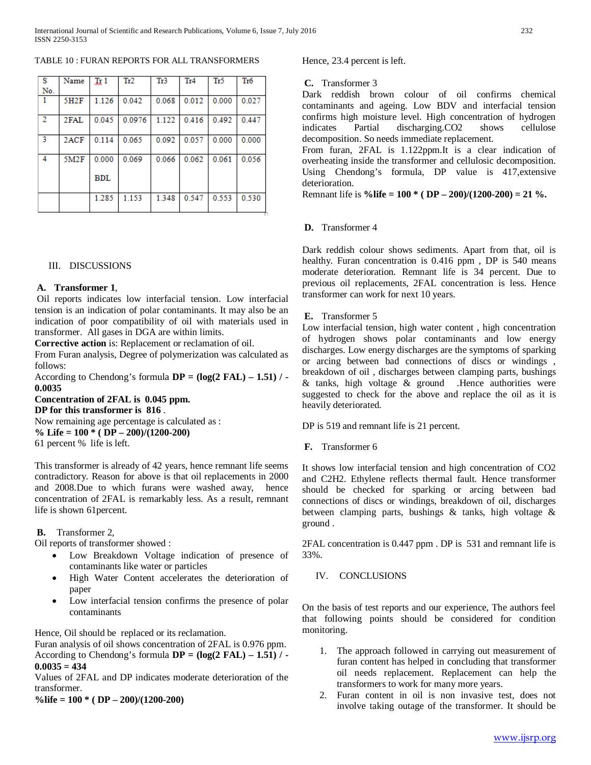TABLE 10 : FURAN REPORTS FOR ALL TRANSFORMERS

| S No. | Name | Tr 1 | Tr2 | Tr3 | Tr4 | Tr5 | Tr6 |
|---|---|---|---|---|---|---|---|
| 1 | 5H2F | 1.126 | 0.042 | 0.068 | 0.012 | 0.000 | 0.027 |
| 2 | 2FAL | 0.045 | 0.0976 | 1.122 | 0.416 | 0.492 | 0.447 |
| 3 | 2ACF | 0.114 | 0.065 | 0.092 | 0.057 | 0.000 | 0.000 |
| 4 | 5M2F | 0.000 BDL | 0.069 | 0.066 | 0.062 | 0.061 | 0.056 |
| | | 1.285 | 1.153 | 1.348 | 0.547 | 0.553 | 0.530 |

## III. DISCUSSIONS

### A. Transformer 1,

Oil reports indicates low interfacial tension. Low interfacial tension is an indication of polar contaminants. It may also be an indication of poor compatibility of oil with materials used in transformer. All gases in DGA are within limits.

**Corrective action** is: Replacement or reclamation of oil.

From Furan analysis, Degree of polymerization was calculated as follows:

According to Chendong's formula **DP = (log(2 FAL) – 1.51) / -0.0035**

**Concentration of 2FAL is 0.045 ppm.**

**DP for this transformer is 816** .

Now remaining age percentage is calculated as :

**% Life = 100 * ( DP – 200)/(1200-200)**

61 percent % life is left.

This transformer is already of 42 years, hence remnant life seems contradictory. Reason for above is that oil replacements in 2000 and 2008.Due to which furans were washed away, hence concentration of 2FAL is remarkably less. As a result, remnant life is shown 61percent.

### B. Transformer 2,

Oil reports of transformer showed :

- Low Breakdown Voltage indication of presence of contaminants like water or particles
- High Water Content accelerates the deterioration of paper
- Low interfacial tension confirms the presence of polar contaminants

Hence, Oil should be replaced or its reclamation.

Furan analysis of oil shows concentration of 2FAL is 0.976 ppm.

According to Chendong's formula **DP = (log(2 FAL) – 1.51) / -0.0035 = 434**

Values of 2FAL and DP indicates moderate deterioration of the transformer.

**%life = 100 * ( DP – 200)/(1200-200)**

Hence, 23.4 percent is left.

### C. Transformer 3

Dark reddish brown colour of oil confirms chemical contaminants and ageing. Low BDV and interfacial tension confirms high moisture level. High concentration of hydrogen indicates Partial discharging.CO2 shows cellulose decomposition. So needs immediate replacement.

From furan, 2FAL is 1.122ppm.It is a clear indication of overheating inside the transformer and cellulosic decomposition. Using Chendong's formula, DP value is 417,extensive deterioration.

Remnant life is **%life = 100 * ( DP – 200)/(1200-200) = 21 %.**

### D. Transformer 4

Dark reddish colour shows sediments. Apart from that, oil is healthy. Furan concentration is 0.416 ppm , DP is 540 means moderate deterioration. Remnant life is 34 percent. Due to previous oil replacements, 2FAL concentration is less. Hence transformer can work for next 10 years.

### E. Transformer 5

Low interfacial tension, high water content , high concentration of hydrogen shows polar contaminants and low energy discharges. Low energy discharges are the symptoms of sparking or arcing between bad connections of discs or windings , breakdown of oil , discharges between clamping parts, bushings & tanks, high voltage & ground .Hence authorities were suggested to check for the above and replace the oil as it is heavily deteriorated.

DP is 519 and remnant life is 21 percent.

### F. Transformer 6

It shows low interfacial tension and high concentration of CO2 and C2H2. Ethylene reflects thermal fault. Hence transformer should be checked for sparking or arcing between bad connections of discs or windings, breakdown of oil, discharges between clamping parts, bushings & tanks, high voltage & ground .

2FAL concentration is 0.447 ppm . DP is 531 and remnant life is 33%.

## IV. CONCLUSIONS

On the basis of test reports and our experience, The authors feel that following points should be considered for condition monitoring.

1. The approach followed in carrying out measurement of furan content has helped in concluding that transformer oil needs replacement. Replacement can help the transformers to work for many more years.
2. Furan content in oil is non invasive test, does not involve taking outage of the transformer. It should be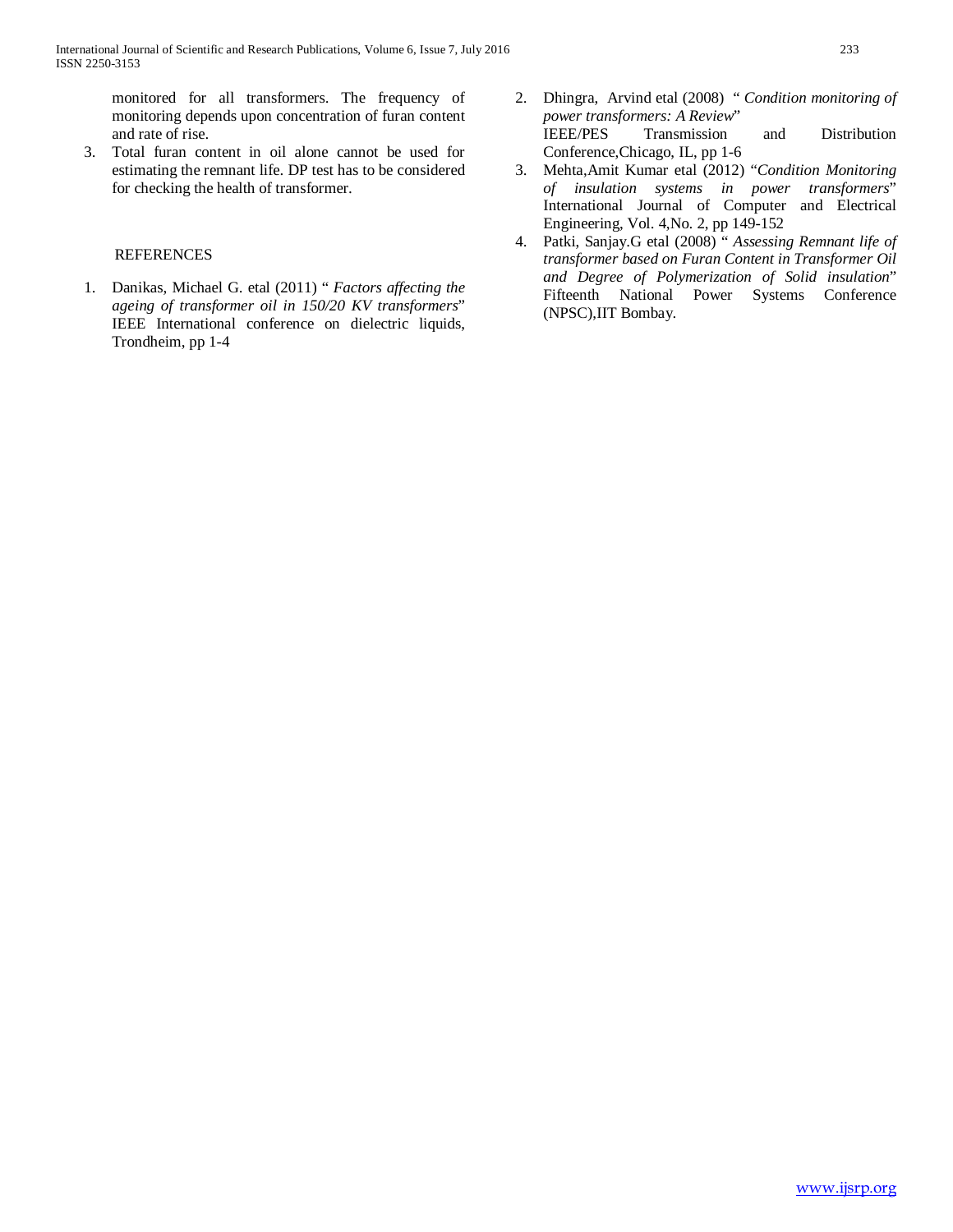monitored for all transformers. The frequency of monitoring depends upon concentration of furan content and rate of rise.

3. Total furan content in oil alone cannot be used for estimating the remnant life. DP test has to be considered for checking the health of transformer.

## REFERENCES

1. Danikas, Michael G. etal (2011) " *Factors affecting the ageing of transformer oil in 150/20 KV transformers*" IEEE International conference on dielectric liquids, Trondheim, pp 1-4
2. Dhingra, Arvind etal (2008) " *Condition monitoring of power transformers: A Review*" IEEE/PES Transmission and Distribution Conference,Chicago, IL, pp 1-6
3. Mehta,Amit Kumar etal (2012) "*Condition Monitoring of insulation systems in power transformers*" International Journal of Computer and Electrical Engineering, Vol. 4,No. 2, pp 149-152
4. Patki, Sanjay.G etal (2008) " *Assessing Remnant life of transformer based on Furan Content in Transformer Oil and Degree of Polymerization of Solid insulation*" Fifteenth National Power Systems Conference (NPSC),IIT Bombay.